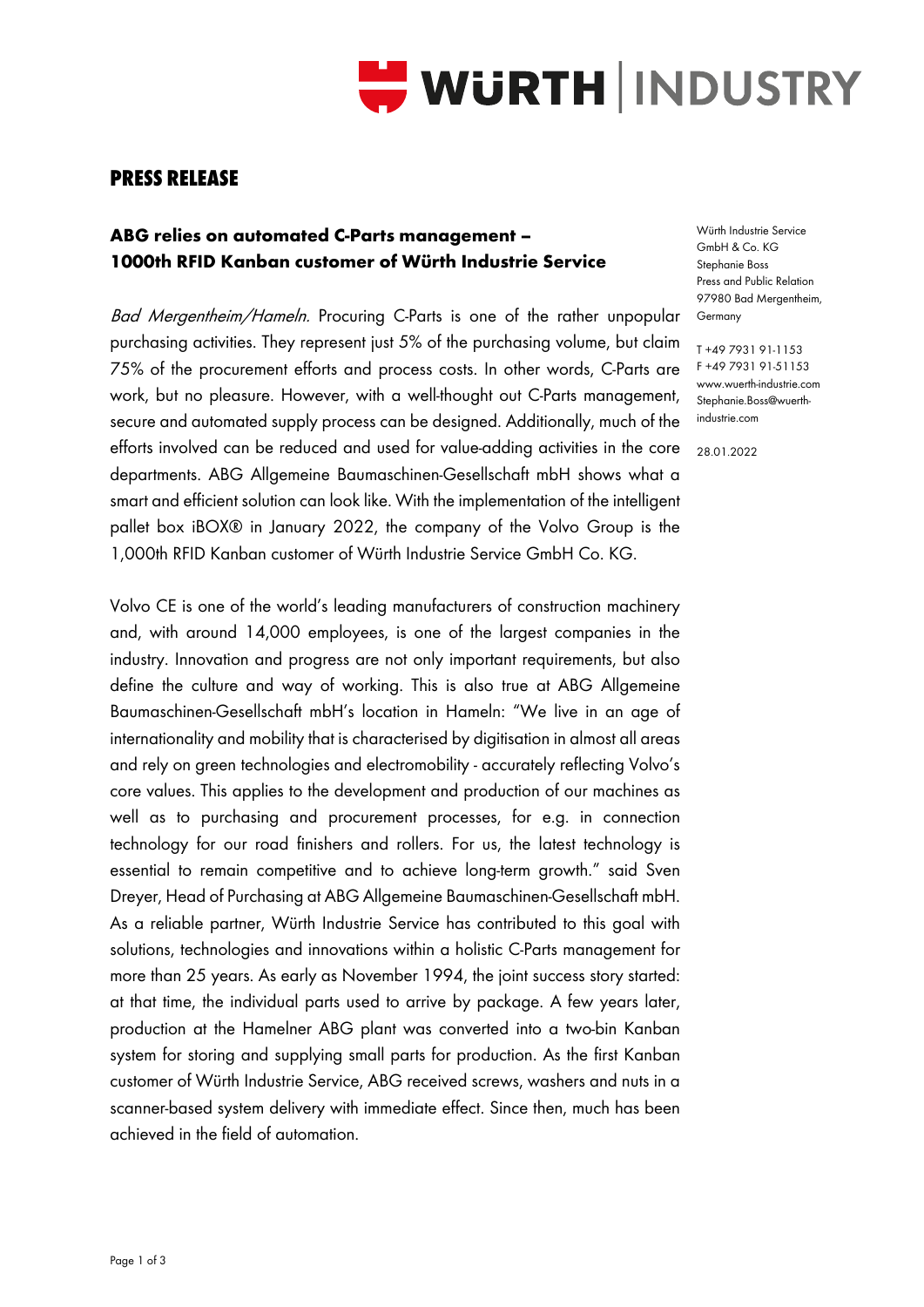# PRESS RELEASE

## ABG relies on automated C-Parts management – 1000th RFID Kanban customer of Würth Industrie Service

Würth Industrie Service GmbH & Co. KG
Stephanie Boss
Press and Public Relation
97980 Bad Mergentheim, Germany

T +49 7931 91-1153
F +49 7931 91-51153
www.wuerth-industrie.com
Stephanie.Boss@wuerth-industrie.com

28.01.2022

*Bad Mergentheim/Hameln.* Procuring C-Parts is one of the rather unpopular purchasing activities. They represent just 5% of the purchasing volume, but claim 75% of the procurement efforts and process costs. In other words, C-Parts are work, but no pleasure. However, with a well-thought out C-Parts management, secure and automated supply process can be designed. Additionally, much of the efforts involved can be reduced and used for value-adding activities in the core departments. ABG Allgemeine Baumaschinen-Gesellschaft mbH shows what a smart and efficient solution can look like. With the implementation of the intelligent pallet box iBOX® in January 2022, the company of the Volvo Group is the 1,000th RFID Kanban customer of Würth Industrie Service GmbH Co. KG.

Volvo CE is one of the world's leading manufacturers of construction machinery and, with around 14,000 employees, is one of the largest companies in the industry. Innovation and progress are not only important requirements, but also define the culture and way of working. This is also true at ABG Allgemeine Baumaschinen-Gesellschaft mbH's location in Hameln: "We live in an age of internationality and mobility that is characterised by digitisation in almost all areas and rely on green technologies and electromobility - accurately reflecting Volvo's core values. This applies to the development and production of our machines as well as to purchasing and procurement processes, for e.g. in connection technology for our road finishers and rollers. For us, the latest technology is essential to remain competitive and to achieve long-term growth." said Sven Dreyer, Head of Purchasing at ABG Allgemeine Baumaschinen-Gesellschaft mbH. As a reliable partner, Würth Industrie Service has contributed to this goal with solutions, technologies and innovations within a holistic C-Parts management for more than 25 years. As early as November 1994, the joint success story started: at that time, the individual parts used to arrive by package. A few years later, production at the Hamelner ABG plant was converted into a two-bin Kanban system for storing and supplying small parts for production. As the first Kanban customer of Würth Industrie Service, ABG received screws, washers and nuts in a scanner-based system delivery with immediate effect. Since then, much has been achieved in the field of automation.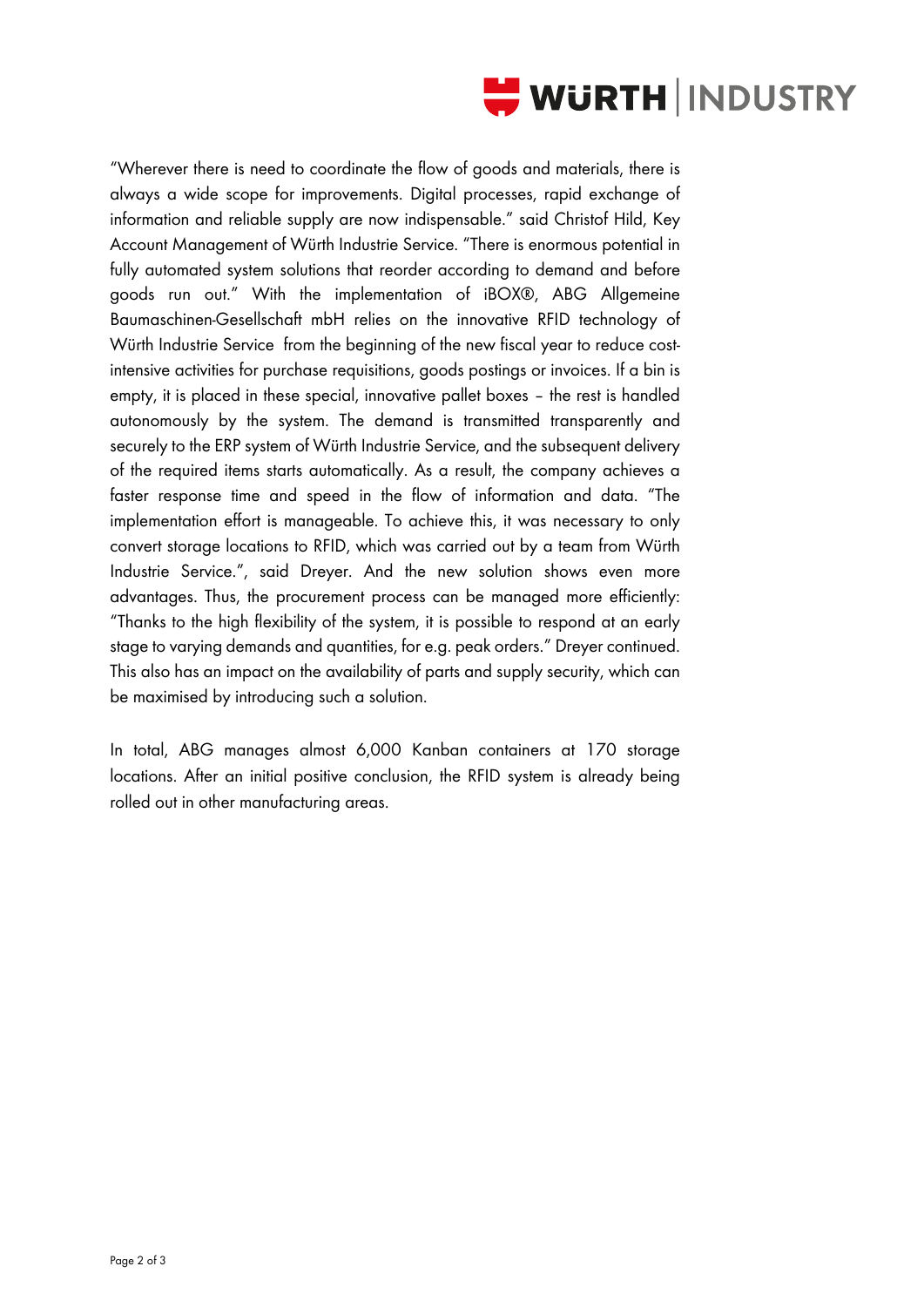"Wherever there is need to coordinate the flow of goods and materials, there is always a wide scope for improvements. Digital processes, rapid exchange of information and reliable supply are now indispensable." said Christof Hild, Key Account Management of Würth Industrie Service. "There is enormous potential in fully automated system solutions that reorder according to demand and before goods run out." With the implementation of iBOX®, ABG Allgemeine Baumaschinen-Gesellschaft mbH relies on the innovative RFID technology of Würth Industrie Service  from the beginning of the new fiscal year to reduce cost-intensive activities for purchase requisitions, goods postings or invoices. If a bin is empty, it is placed in these special, innovative pallet boxes – the rest is handled autonomously by the system. The demand is transmitted transparently and securely to the ERP system of Würth Industrie Service, and the subsequent delivery of the required items starts automatically. As a result, the company achieves a faster response time and speed in the flow of information and data. "The implementation effort is manageable. To achieve this, it was necessary to only convert storage locations to RFID, which was carried out by a team from Würth Industrie Service.", said Dreyer. And the new solution shows even more advantages. Thus, the procurement process can be managed more efficiently: "Thanks to the high flexibility of the system, it is possible to respond at an early stage to varying demands and quantities, for e.g. peak orders." Dreyer continued. This also has an impact on the availability of parts and supply security, which can be maximised by introducing such a solution.

In total, ABG manages almost 6,000 Kanban containers at 170 storage locations. After an initial positive conclusion, the RFID system is already being rolled out in other manufacturing areas.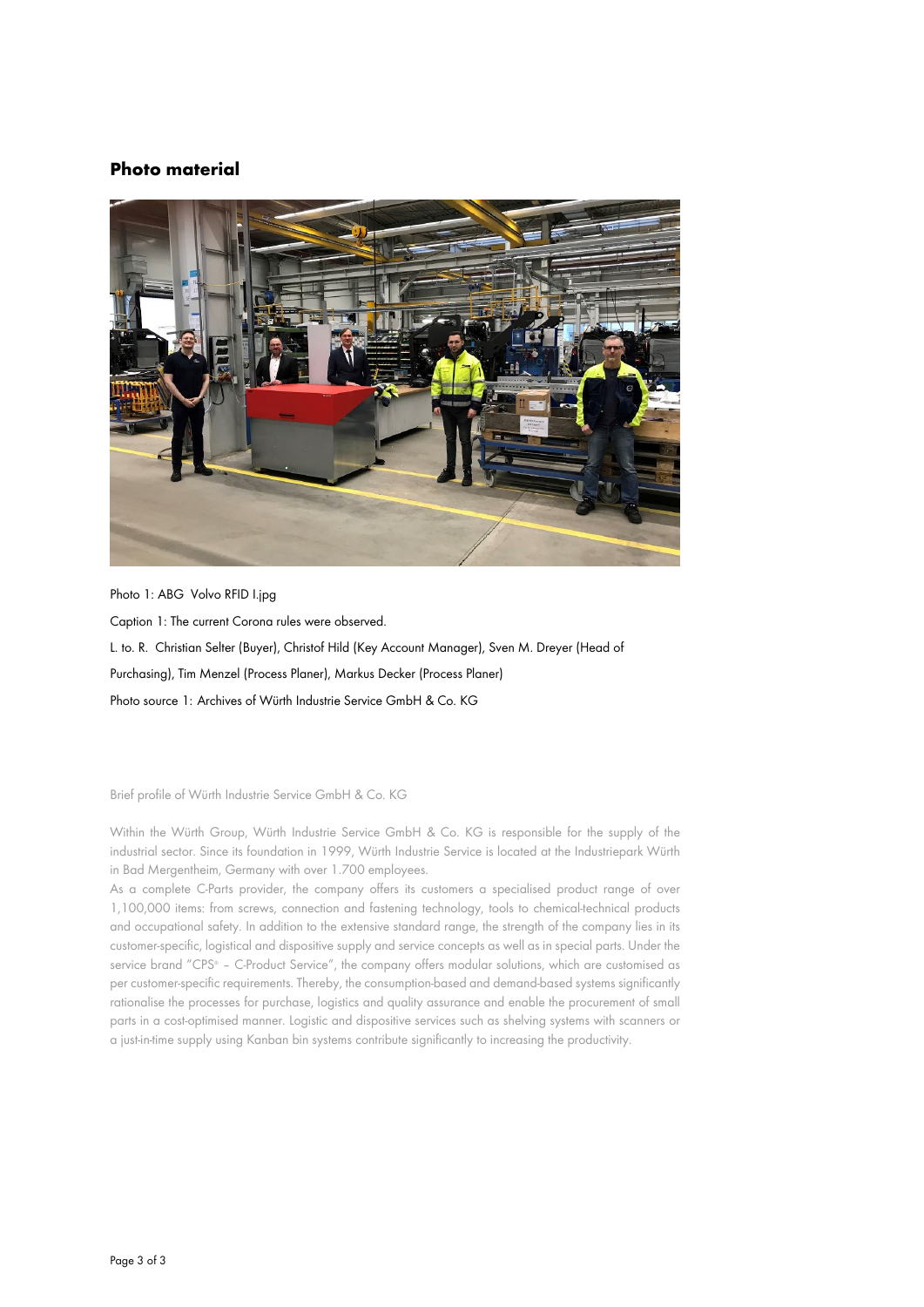## Photo material

Photo 1: ABG Volvo RFID I.jpg

Caption 1: The current Corona rules were observed.

L. to. R. Christian Selter (Buyer), Christof Hild (Key Account Manager), Sven M. Dreyer (Head of Purchasing), Tim Menzel (Process Planer), Markus Decker (Process Planer)

Photo source 1: Archives of Würth Industrie Service GmbH & Co. KG

Brief profile of Würth Industrie Service GmbH & Co. KG

Within the Würth Group, Würth Industrie Service GmbH & Co. KG is responsible for the supply of the industrial sector. Since its foundation in 1999, Würth Industrie Service is located at the Industriepark Würth in Bad Mergentheim, Germany with over 1.700 employees.

As a complete C-Parts provider, the company offers its customers a specialised product range of over 1,100,000 items: from screws, connection and fastening technology, tools to chemical-technical products and occupational safety. In addition to the extensive standard range, the strength of the company lies in its customer-specific, logistical and dispositive supply and service concepts as well as in special parts. Under the service brand "CPS® – C-Product Service", the company offers modular solutions, which are customised as per customer-specific requirements. Thereby, the consumption-based and demand-based systems significantly rationalise the processes for purchase, logistics and quality assurance and enable the procurement of small parts in a cost-optimised manner. Logistic and dispositive services such as shelving systems with scanners or a just-in-time supply using Kanban bin systems contribute significantly to increasing the productivity.